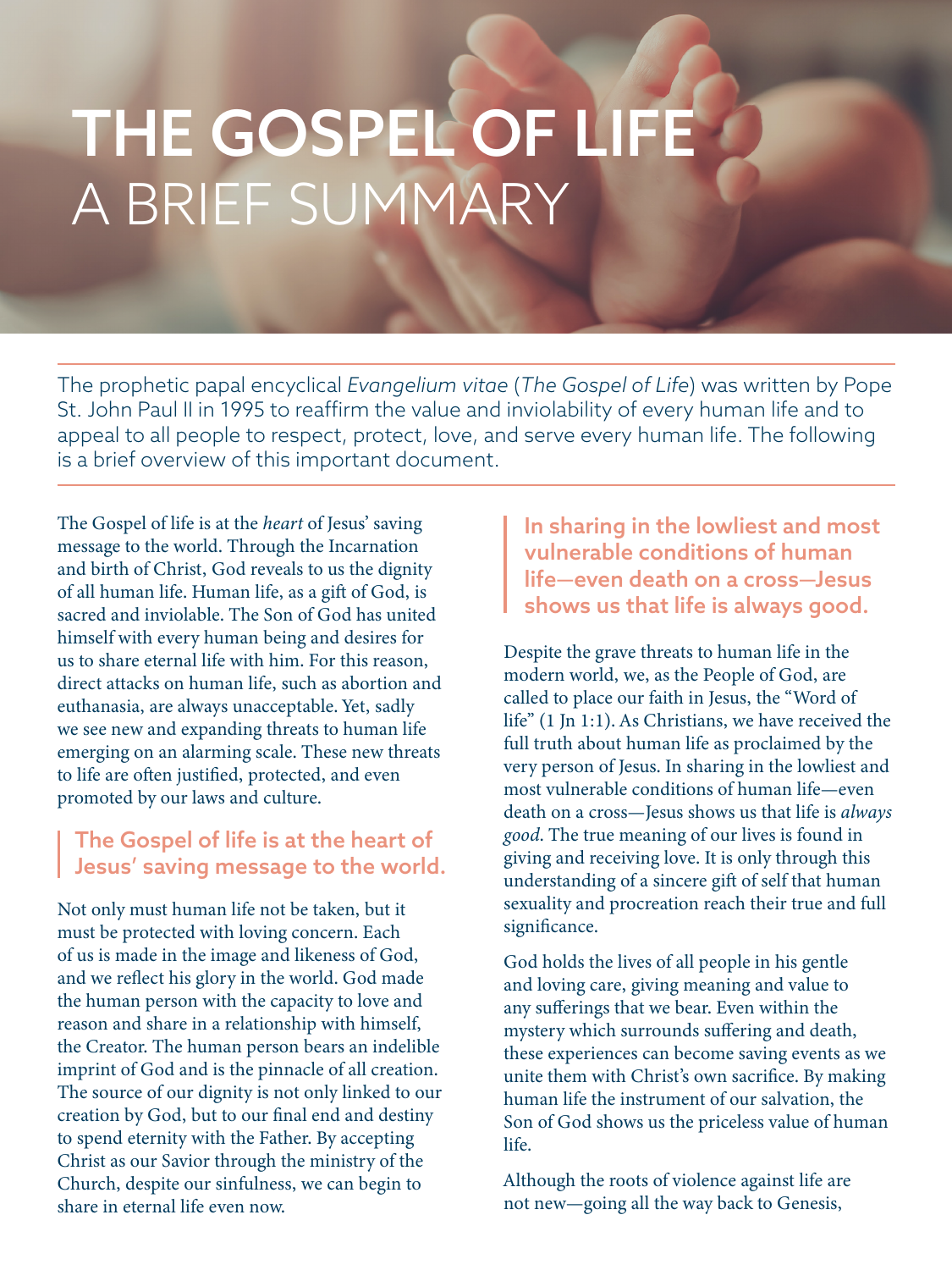# THE GOSPEL OF LIFE
## A BRIEF SUMMARY

The prophetic papal encyclical *Evangelium vitae* (*The Gospel of Life*) was written by Pope St. John Paul II in 1995 to reaffirm the value and inviolability of every human life and to appeal to all people to respect, protect, love, and serve every human life. The following is a brief overview of this important document.

The Gospel of life is at the *heart* of Jesus' saving message to the world. Through the Incarnation and birth of Christ, God reveals to us the dignity of all human life. Human life, as a gift of God, is sacred and inviolable. The Son of God has united himself with every human being and desires for us to share eternal life with him. For this reason, direct attacks on human life, such as abortion and euthanasia, are always unacceptable. Yet, sadly we see new and expanding threats to human life emerging on an alarming scale. These new threats to life are often justified, protected, and even promoted by our laws and culture.

> **The Gospel of life is at the heart of Jesus' saving message to the world.**

Not only must human life not be taken, but it must be protected with loving concern. Each of us is made in the image and likeness of God, and we reflect his glory in the world. God made the human person with the capacity to love and reason and share in a relationship with himself, the Creator. The human person bears an indelible imprint of God and is the pinnacle of all creation. The source of our dignity is not only linked to our creation by God, but to our final end and destiny to spend eternity with the Father. By accepting Christ as our Savior through the ministry of the Church, despite our sinfulness, we can begin to share in eternal life even now.

> **In sharing in the lowliest and most vulnerable conditions of human life—even death on a cross—Jesus shows us that life is always good.**

Despite the grave threats to human life in the modern world, we, as the People of God, are called to place our faith in Jesus, the "Word of life" (1 Jn 1:1). As Christians, we have received the full truth about human life as proclaimed by the very person of Jesus. In sharing in the lowliest and most vulnerable conditions of human life—even death on a cross—Jesus shows us that life is *always good*. The true meaning of our lives is found in giving and receiving love. It is only through this understanding of a sincere gift of self that human sexuality and procreation reach their true and full significance.

God holds the lives of all people in his gentle and loving care, giving meaning and value to any sufferings that we bear. Even within the mystery which surrounds suffering and death, these experiences can become saving events as we unite them with Christ's own sacrifice. By making human life the instrument of our salvation, the Son of God shows us the priceless value of human life.

Although the roots of violence against life are not new—going all the way back to Genesis,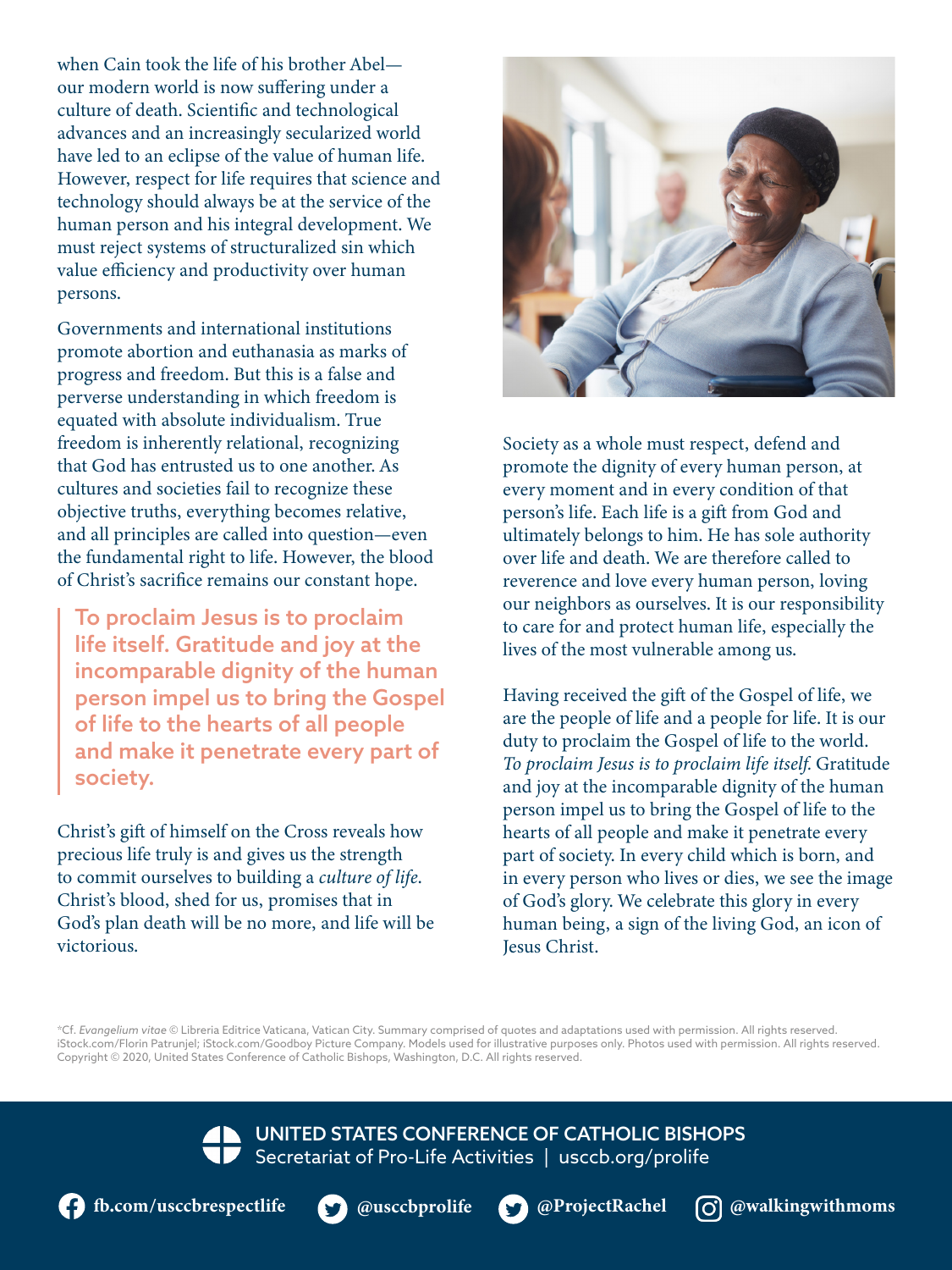when Cain took the life of his brother Abel—our modern world is now suffering under a culture of death. Scientific and technological advances and an increasingly secularized world have led to an eclipse of the value of human life. However, respect for life requires that science and technology should always be at the service of the human person and his integral development. We must reject systems of structuralized sin which value efficiency and productivity over human persons.

Governments and international institutions promote abortion and euthanasia as marks of progress and freedom. But this is a false and perverse understanding in which freedom is equated with absolute individualism. True freedom is inherently relational, recognizing that God has entrusted us to one another. As cultures and societies fail to recognize these objective truths, everything becomes relative, and all principles are called into question—even the fundamental right to life. However, the blood of Christ's sacrifice remains our constant hope.

> To proclaim Jesus is to proclaim life itself. Gratitude and joy at the incomparable dignity of the human person impel us to bring the Gospel of life to the hearts of all people and make it penetrate every part of society.

Christ's gift of himself on the Cross reveals how precious life truly is and gives us the strength to commit ourselves to building a *culture of life*. Christ's blood, shed for us, promises that in God's plan death will be no more, and life will be victorious.

Society as a whole must respect, defend and promote the dignity of every human person, at every moment and in every condition of that person's life. Each life is a gift from God and ultimately belongs to him. He has sole authority over life and death. We are therefore called to reverence and love every human person, loving our neighbors as ourselves. It is our responsibility to care for and protect human life, especially the lives of the most vulnerable among us.

Having received the gift of the Gospel of life, we are the people of life and a people for life. It is our duty to proclaim the Gospel of life to the world. *To proclaim Jesus is to proclaim life itself.* Gratitude and joy at the incomparable dignity of the human person impel us to bring the Gospel of life to the hearts of all people and make it penetrate every part of society. In every child which is born, and in every person who lives or dies, we see the image of God's glory. We celebrate this glory in every human being, a sign of the living God, an icon of Jesus Christ.

*Cf. *Evangelium vitae* © Libreria Editrice Vaticana, Vatican City. Summary comprised of quotes and adaptations used with permission. All rights reserved. iStock.com/Florin Patrunjel; iStock.com/Goodboy Picture Company. Models used for illustrative purposes only. Photos used with permission. All rights reserved. Copyright © 2020, United States Conference of Catholic Bishops, Washington, D.C. All rights reserved.

**UNITED STATES CONFERENCE OF CATHOLIC BISHOPS**
Secretariat of Pro-Life Activities | usccb.org/prolife

fb.com/usccbrespectlife | @usccbprolife | @ProjectRachel | @walkingwithmoms